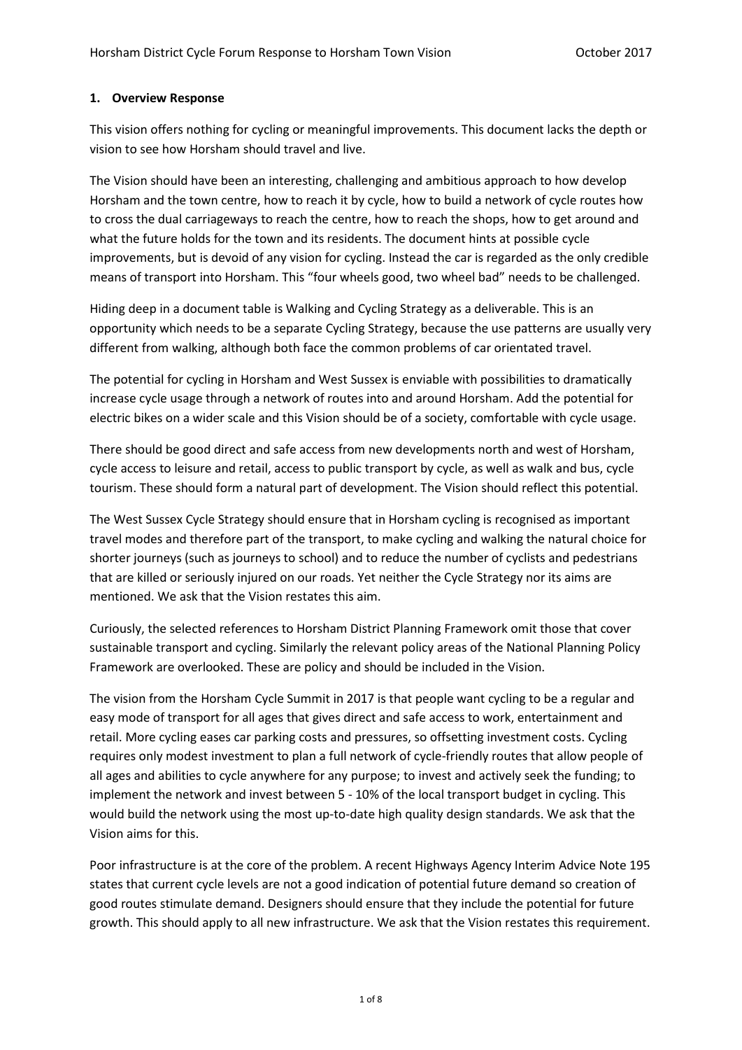## 1. Overview Response

This vision offers nothing for cycling or meaningful improvements. This document lacks the depth or vision to see how Horsham should travel and live.

The Vision should have been an interesting, challenging and ambitious approach to how develop Horsham and the town centre, how to reach it by cycle, how to build a network of cycle routes how to cross the dual carriageways to reach the centre, how to reach the shops, how to get around and what the future holds for the town and its residents. The document hints at possible cycle improvements, but is devoid of any vision for cycling. Instead the car is regarded as the only credible means of transport into Horsham. This "four wheels good, two wheel bad" needs to be challenged.

Hiding deep in a document table is Walking and Cycling Strategy as a deliverable. This is an opportunity which needs to be a separate Cycling Strategy, because the use patterns are usually very different from walking, although both face the common problems of car orientated travel.

The potential for cycling in Horsham and West Sussex is enviable with possibilities to dramatically increase cycle usage through a network of routes into and around Horsham. Add the potential for electric bikes on a wider scale and this Vision should be of a society, comfortable with cycle usage.

There should be good direct and safe access from new developments north and west of Horsham, cycle access to leisure and retail, access to public transport by cycle, as well as walk and bus, cycle tourism. These should form a natural part of development. The Vision should reflect this potential.

The West Sussex Cycle Strategy should ensure that in Horsham cycling is recognised as important travel modes and therefore part of the transport, to make cycling and walking the natural choice for shorter journeys (such as journeys to school) and to reduce the number of cyclists and pedestrians that are killed or seriously injured on our roads. Yet neither the Cycle Strategy nor its aims are mentioned. We ask that the Vision restates this aim.

Curiously, the selected references to Horsham District Planning Framework omit those that cover sustainable transport and cycling. Similarly the relevant policy areas of the National Planning Policy Framework are overlooked. These are policy and should be included in the Vision.

The vision from the Horsham Cycle Summit in 2017 is that people want cycling to be a regular and easy mode of transport for all ages that gives direct and safe access to work, entertainment and retail. More cycling eases car parking costs and pressures, so offsetting investment costs. Cycling requires only modest investment to plan a full network of cycle-friendly routes that allow people of all ages and abilities to cycle anywhere for any purpose; to invest and actively seek the funding; to implement the network and invest between 5 - 10% of the local transport budget in cycling. This would build the network using the most up-to-date high quality design standards. We ask that the Vision aims for this.

Poor infrastructure is at the core of the problem. A recent Highways Agency Interim Advice Note 195 states that current cycle levels are not a good indication of potential future demand so creation of good routes stimulate demand. Designers should ensure that they include the potential for future growth. This should apply to all new infrastructure. We ask that the Vision restates this requirement.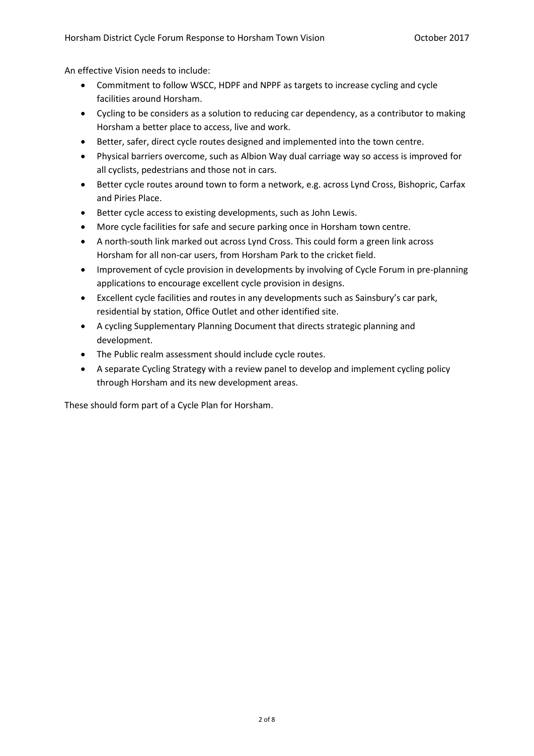An effective Vision needs to include:

- Commitment to follow WSCC, HDPF and NPPF as targets to increase cycling and cycle facilities around Horsham.
- Cycling to be considers as a solution to reducing car dependency, as a contributor to making Horsham a better place to access, live and work.
- Better, safer, direct cycle routes designed and implemented into the town centre.
- Physical barriers overcome, such as Albion Way dual carriage way so access is improved for all cyclists, pedestrians and those not in cars.
- Better cycle routes around town to form a network, e.g. across Lynd Cross, Bishopric, Carfax and Piries Place.
- Better cycle access to existing developments, such as John Lewis.
- More cycle facilities for safe and secure parking once in Horsham town centre.
- A north-south link marked out across Lynd Cross. This could form a green link across Horsham for all non-car users, from Horsham Park to the cricket field.
- Improvement of cycle provision in developments by involving of Cycle Forum in pre-planning applications to encourage excellent cycle provision in designs.
- Excellent cycle facilities and routes in any developments such as Sainsbury's car park, residential by station, Office Outlet and other identified site.
- A cycling Supplementary Planning Document that directs strategic planning and development.
- The Public realm assessment should include cycle routes.
- A separate Cycling Strategy with a review panel to develop and implement cycling policy through Horsham and its new development areas.

These should form part of a Cycle Plan for Horsham.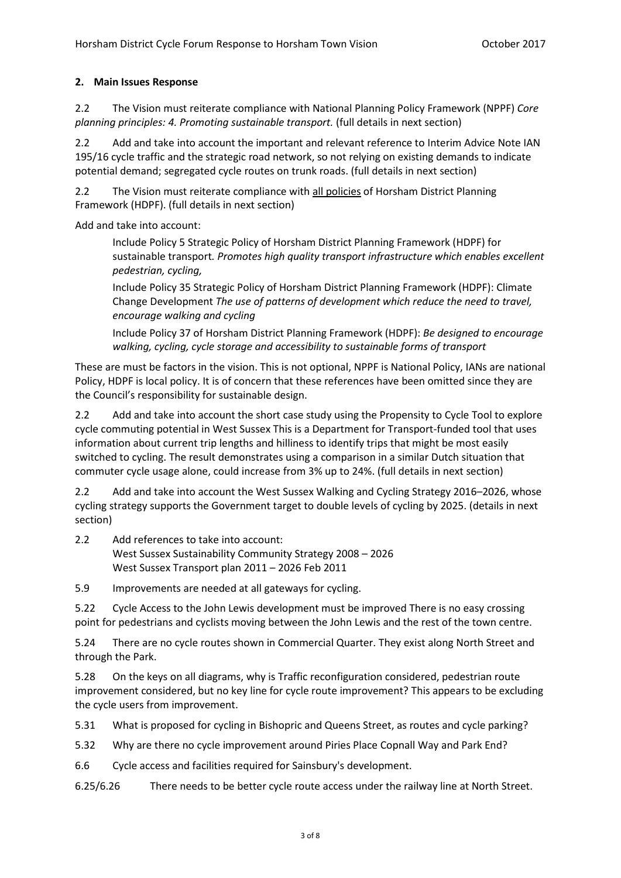## 2. Main Issues Response

2.2 The Vision must reiterate compliance with National Planning Policy Framework (NPPF) *Core planning principles: 4. Promoting sustainable transport.* (full details in next section)

2.2 Add and take into account the important and relevant reference to Interim Advice Note IAN 195/16 cycle traffic and the strategic road network, so not relying on existing demands to indicate potential demand; segregated cycle routes on trunk roads. (full details in next section)

2.2 The Vision must reiterate compliance with all policies of Horsham District Planning Framework (HDPF). (full details in next section)

Add and take into account:

> Include Policy 5 Strategic Policy of Horsham District Planning Framework (HDPF) for sustainable transport*. Promotes high quality transport infrastructure which enables excellent pedestrian, cycling,*
>
> Include Policy 35 Strategic Policy of Horsham District Planning Framework (HDPF): Climate Change Development *The use of patterns of development which reduce the need to travel, encourage walking and cycling*
>
> Include Policy 37 of Horsham District Planning Framework (HDPF): *Be designed to encourage walking, cycling, cycle storage and accessibility to sustainable forms of transport*

These are must be factors in the vision. This is not optional, NPPF is National Policy, IANs are national Policy, HDPF is local policy. It is of concern that these references have been omitted since they are the Council's responsibility for sustainable design.

2.2 Add and take into account the short case study using the Propensity to Cycle Tool to explore cycle commuting potential in West Sussex This is a Department for Transport-funded tool that uses information about current trip lengths and hilliness to identify trips that might be most easily switched to cycling. The result demonstrates using a comparison in a similar Dutch situation that commuter cycle usage alone, could increase from 3% up to 24%. (full details in next section)

2.2 Add and take into account the West Sussex Walking and Cycling Strategy 2016–2026, whose cycling strategy supports the Government target to double levels of cycling by 2025. (details in next section)

2.2 Add references to take into account:
West Sussex Sustainability Community Strategy 2008 – 2026
West Sussex Transport plan 2011 – 2026 Feb 2011

5.9 Improvements are needed at all gateways for cycling.

5.22 Cycle Access to the John Lewis development must be improved There is no easy crossing point for pedestrians and cyclists moving between the John Lewis and the rest of the town centre.

5.24 There are no cycle routes shown in Commercial Quarter. They exist along North Street and through the Park.

5.28 On the keys on all diagrams, why is Traffic reconfiguration considered, pedestrian route improvement considered, but no key line for cycle route improvement? This appears to be excluding the cycle users from improvement.

5.31 What is proposed for cycling in Bishopric and Queens Street, as routes and cycle parking?

5.32 Why are there no cycle improvement around Piries Place Copnall Way and Park End?

6.6 Cycle access and facilities required for Sainsbury's development.

6.25/6.26 There needs to be better cycle route access under the railway line at North Street.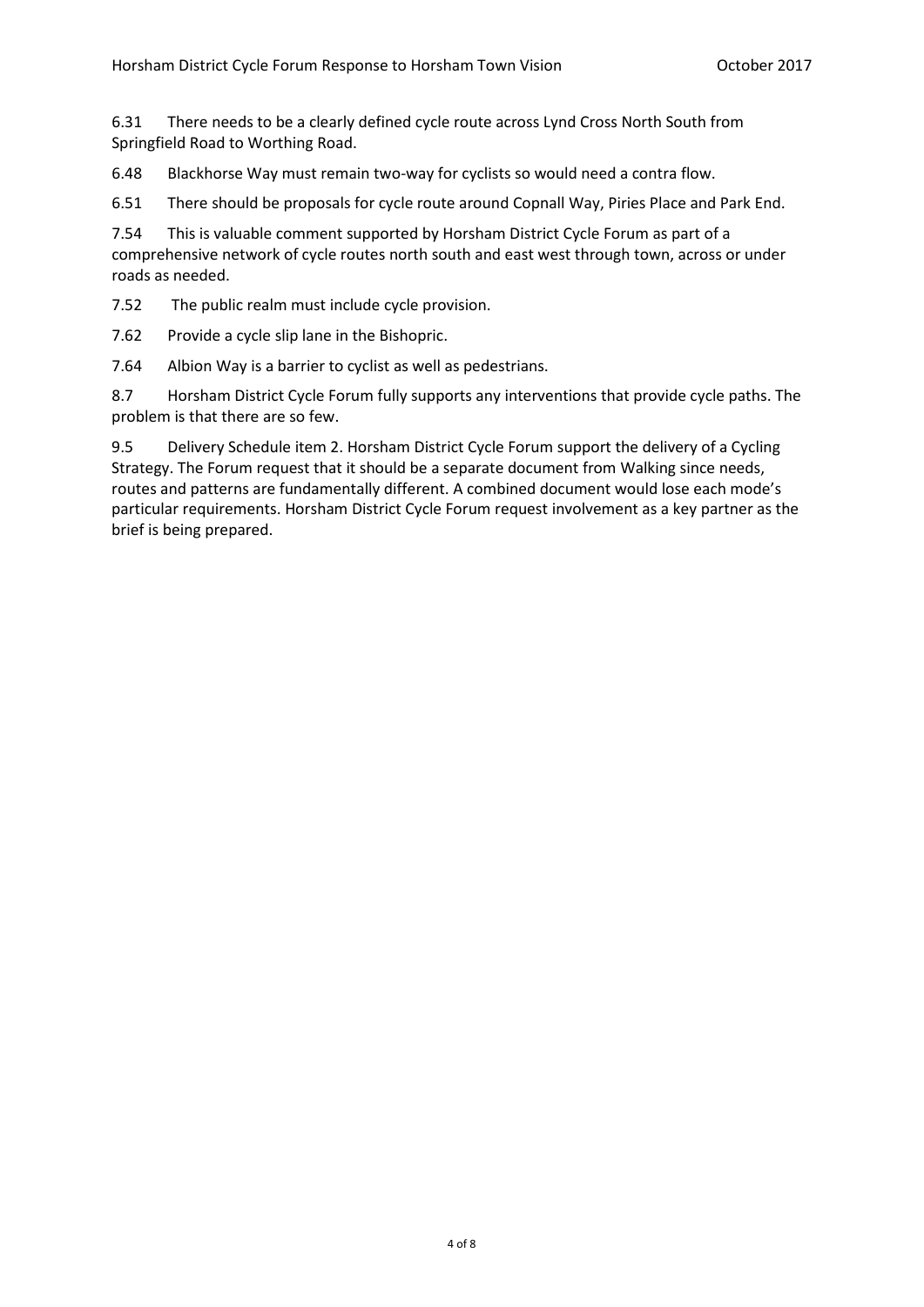6.31 There needs to be a clearly defined cycle route across Lynd Cross North South from Springfield Road to Worthing Road.

6.48 Blackhorse Way must remain two-way for cyclists so would need a contra flow.

6.51 There should be proposals for cycle route around Copnall Way, Piries Place and Park End.

7.54 This is valuable comment supported by Horsham District Cycle Forum as part of a comprehensive network of cycle routes north south and east west through town, across or under roads as needed.

7.52 The public realm must include cycle provision.

7.62 Provide a cycle slip lane in the Bishopric.

7.64 Albion Way is a barrier to cyclist as well as pedestrians.

8.7 Horsham District Cycle Forum fully supports any interventions that provide cycle paths. The problem is that there are so few.

9.5 Delivery Schedule item 2. Horsham District Cycle Forum support the delivery of a Cycling Strategy. The Forum request that it should be a separate document from Walking since needs, routes and patterns are fundamentally different. A combined document would lose each mode's particular requirements. Horsham District Cycle Forum request involvement as a key partner as the brief is being prepared.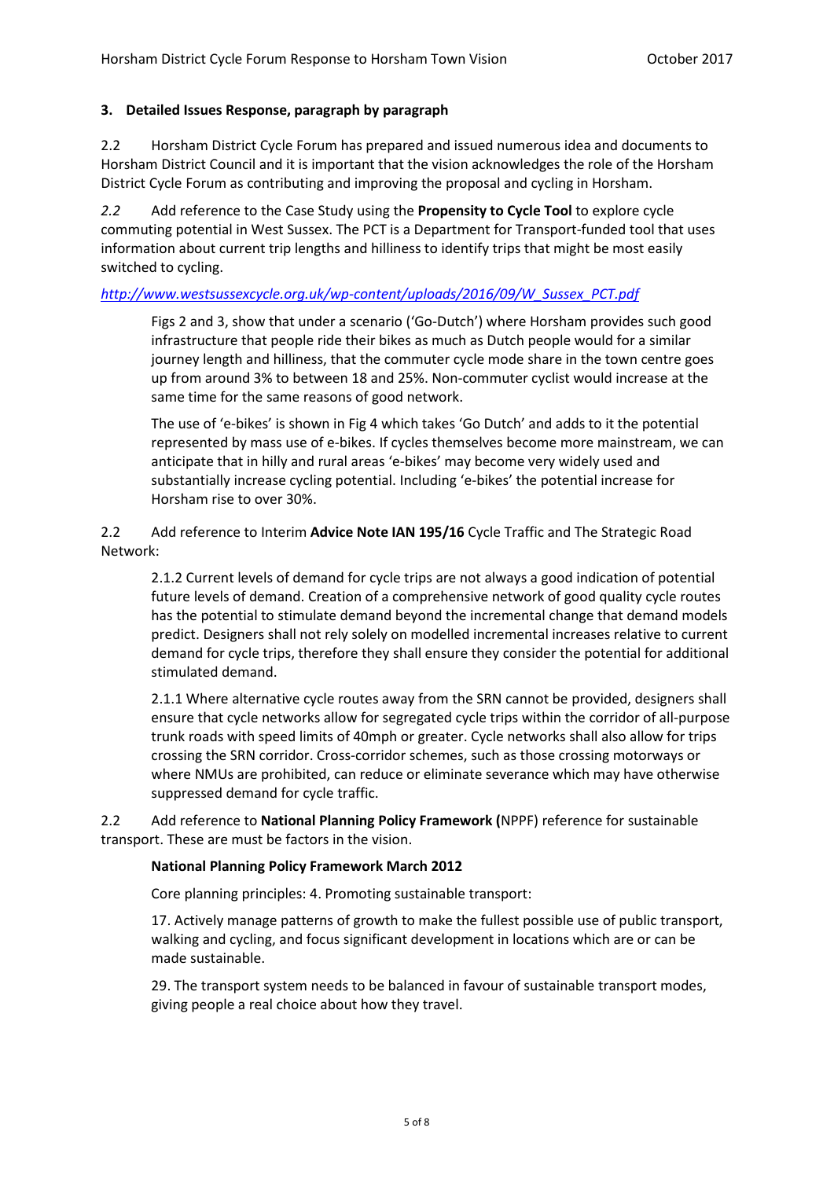### 3. Detailed Issues Response, paragraph by paragraph

2.2 Horsham District Cycle Forum has prepared and issued numerous idea and documents to Horsham District Council and it is important that the vision acknowledges the role of the Horsham District Cycle Forum as contributing and improving the proposal and cycling in Horsham.

*2.2* Add reference to the Case Study using the **Propensity to Cycle Tool** to explore cycle commuting potential in West Sussex. The PCT is a Department for Transport-funded tool that uses information about current trip lengths and hilliness to identify trips that might be most easily switched to cycling.

*http://www.westsussexcycle.org.uk/wp-content/uploads/2016/09/W_Sussex_PCT.pdf*

> Figs 2 and 3, show that under a scenario ('Go-Dutch') where Horsham provides such good infrastructure that people ride their bikes as much as Dutch people would for a similar journey length and hilliness, that the commuter cycle mode share in the town centre goes up from around 3% to between 18 and 25%. Non-commuter cyclist would increase at the same time for the same reasons of good network.
>
> The use of 'e-bikes' is shown in Fig 4 which takes 'Go Dutch' and adds to it the potential represented by mass use of e-bikes. If cycles themselves become more mainstream, we can anticipate that in hilly and rural areas 'e-bikes' may become very widely used and substantially increase cycling potential. Including 'e-bikes' the potential increase for Horsham rise to over 30%.

2.2 Add reference to Interim **Advice Note IAN 195/16** Cycle Traffic and The Strategic Road Network:

> 2.1.2 Current levels of demand for cycle trips are not always a good indication of potential future levels of demand. Creation of a comprehensive network of good quality cycle routes has the potential to stimulate demand beyond the incremental change that demand models predict. Designers shall not rely solely on modelled incremental increases relative to current demand for cycle trips, therefore they shall ensure they consider the potential for additional stimulated demand.
>
> 2.1.1 Where alternative cycle routes away from the SRN cannot be provided, designers shall ensure that cycle networks allow for segregated cycle trips within the corridor of all-purpose trunk roads with speed limits of 40mph or greater. Cycle networks shall also allow for trips crossing the SRN corridor. Cross-corridor schemes, such as those crossing motorways or where NMUs are prohibited, can reduce or eliminate severance which may have otherwise suppressed demand for cycle traffic.

2.2 Add reference to **National Planning Policy Framework (**NPPF) reference for sustainable transport. These are must be factors in the vision.

> **National Planning Policy Framework March 2012**
>
> Core planning principles: 4. Promoting sustainable transport:
>
> 17. Actively manage patterns of growth to make the fullest possible use of public transport, walking and cycling, and focus significant development in locations which are or can be made sustainable.
>
> 29. The transport system needs to be balanced in favour of sustainable transport modes, giving people a real choice about how they travel.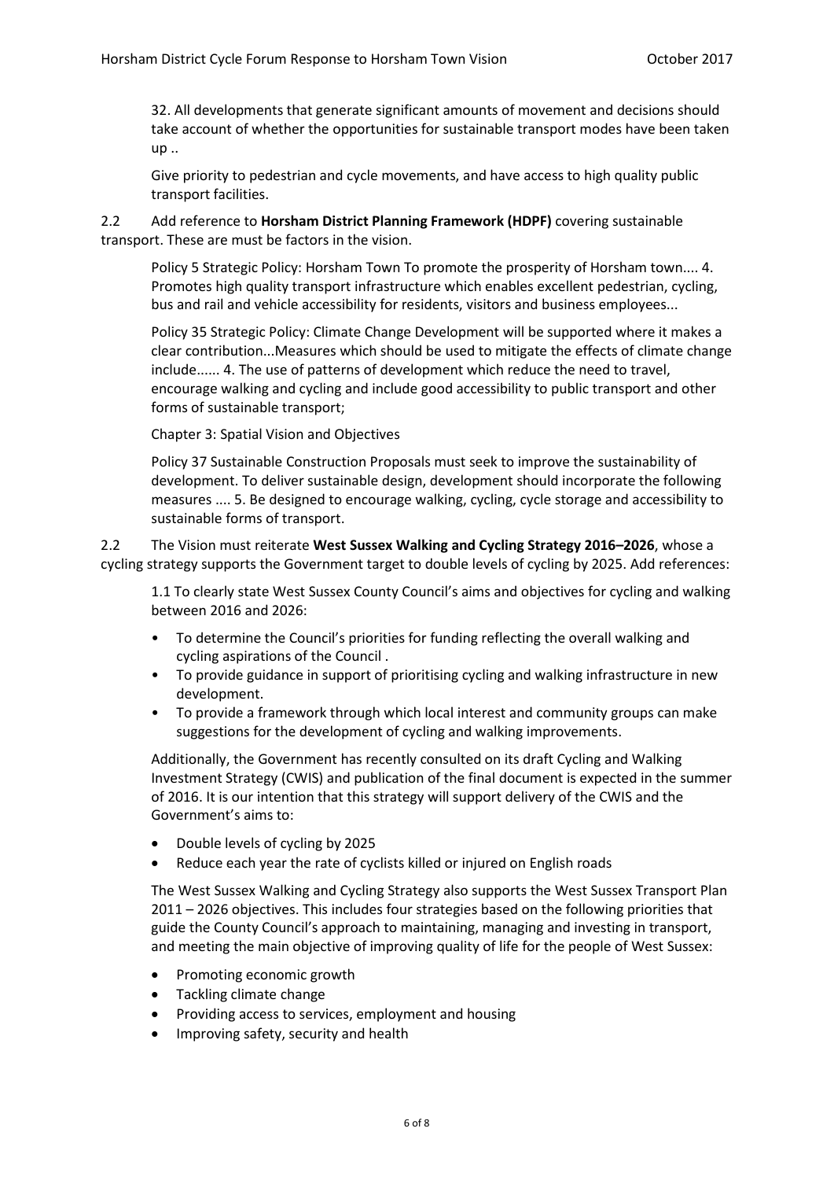32. All developments that generate significant amounts of movement and decisions should take account of whether the opportunities for sustainable transport modes have been taken up ..

Give priority to pedestrian and cycle movements, and have access to high quality public transport facilities.

2.2 Add reference to **Horsham District Planning Framework (HDPF)** covering sustainable transport. These are must be factors in the vision.

Policy 5 Strategic Policy: Horsham Town To promote the prosperity of Horsham town.... 4. Promotes high quality transport infrastructure which enables excellent pedestrian, cycling, bus and rail and vehicle accessibility for residents, visitors and business employees...

Policy 35 Strategic Policy: Climate Change Development will be supported where it makes a clear contribution...Measures which should be used to mitigate the effects of climate change include...... 4. The use of patterns of development which reduce the need to travel, encourage walking and cycling and include good accessibility to public transport and other forms of sustainable transport;

Chapter 3: Spatial Vision and Objectives

Policy 37 Sustainable Construction Proposals must seek to improve the sustainability of development. To deliver sustainable design, development should incorporate the following measures .... 5. Be designed to encourage walking, cycling, cycle storage and accessibility to sustainable forms of transport.

2.2 The Vision must reiterate **West Sussex Walking and Cycling Strategy 2016–2026**, whose a cycling strategy supports the Government target to double levels of cycling by 2025. Add references:

1.1 To clearly state West Sussex County Council's aims and objectives for cycling and walking between 2016 and 2026:

- To determine the Council's priorities for funding reflecting the overall walking and cycling aspirations of the Council .
- To provide guidance in support of prioritising cycling and walking infrastructure in new development.
- To provide a framework through which local interest and community groups can make suggestions for the development of cycling and walking improvements.

Additionally, the Government has recently consulted on its draft Cycling and Walking Investment Strategy (CWIS) and publication of the final document is expected in the summer of 2016. It is our intention that this strategy will support delivery of the CWIS and the Government's aims to:

- Double levels of cycling by 2025
- Reduce each year the rate of cyclists killed or injured on English roads

The West Sussex Walking and Cycling Strategy also supports the West Sussex Transport Plan 2011 – 2026 objectives. This includes four strategies based on the following priorities that guide the County Council's approach to maintaining, managing and investing in transport, and meeting the main objective of improving quality of life for the people of West Sussex:

- Promoting economic growth
- Tackling climate change
- Providing access to services, employment and housing
- Improving safety, security and health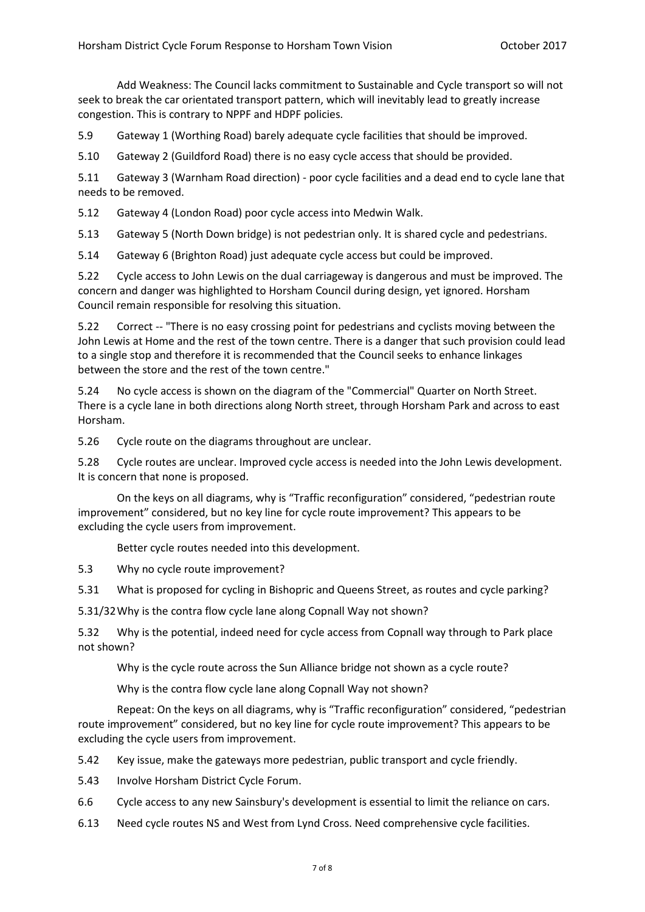Add Weakness: The Council lacks commitment to Sustainable and Cycle transport so will not seek to break the car orientated transport pattern, which will inevitably lead to greatly increase congestion. This is contrary to NPPF and HDPF policies.

5.9 Gateway 1 (Worthing Road) barely adequate cycle facilities that should be improved.

5.10 Gateway 2 (Guildford Road) there is no easy cycle access that should be provided.

5.11 Gateway 3 (Warnham Road direction) - poor cycle facilities and a dead end to cycle lane that needs to be removed.

5.12 Gateway 4 (London Road) poor cycle access into Medwin Walk.

5.13 Gateway 5 (North Down bridge) is not pedestrian only. It is shared cycle and pedestrians.

5.14 Gateway 6 (Brighton Road) just adequate cycle access but could be improved.

5.22 Cycle access to John Lewis on the dual carriageway is dangerous and must be improved. The concern and danger was highlighted to Horsham Council during design, yet ignored. Horsham Council remain responsible for resolving this situation.

5.22 Correct -- "There is no easy crossing point for pedestrians and cyclists moving between the John Lewis at Home and the rest of the town centre. There is a danger that such provision could lead to a single stop and therefore it is recommended that the Council seeks to enhance linkages between the store and the rest of the town centre."

5.24 No cycle access is shown on the diagram of the "Commercial" Quarter on North Street. There is a cycle lane in both directions along North street, through Horsham Park and across to east Horsham.

5.26 Cycle route on the diagrams throughout are unclear.

5.28 Cycle routes are unclear. Improved cycle access is needed into the John Lewis development. It is concern that none is proposed.

On the keys on all diagrams, why is "Traffic reconfiguration" considered, "pedestrian route improvement" considered, but no key line for cycle route improvement? This appears to be excluding the cycle users from improvement.

Better cycle routes needed into this development.

5.3 Why no cycle route improvement?

5.31 What is proposed for cycling in Bishopric and Queens Street, as routes and cycle parking?

5.31/32 Why is the contra flow cycle lane along Copnall Way not shown?

5.32 Why is the potential, indeed need for cycle access from Copnall way through to Park place not shown?

Why is the cycle route across the Sun Alliance bridge not shown as a cycle route?

Why is the contra flow cycle lane along Copnall Way not shown?

Repeat: On the keys on all diagrams, why is "Traffic reconfiguration" considered, "pedestrian route improvement" considered, but no key line for cycle route improvement? This appears to be excluding the cycle users from improvement.

5.42 Key issue, make the gateways more pedestrian, public transport and cycle friendly.

5.43 Involve Horsham District Cycle Forum.

6.6 Cycle access to any new Sainsbury's development is essential to limit the reliance on cars.

6.13 Need cycle routes NS and West from Lynd Cross. Need comprehensive cycle facilities.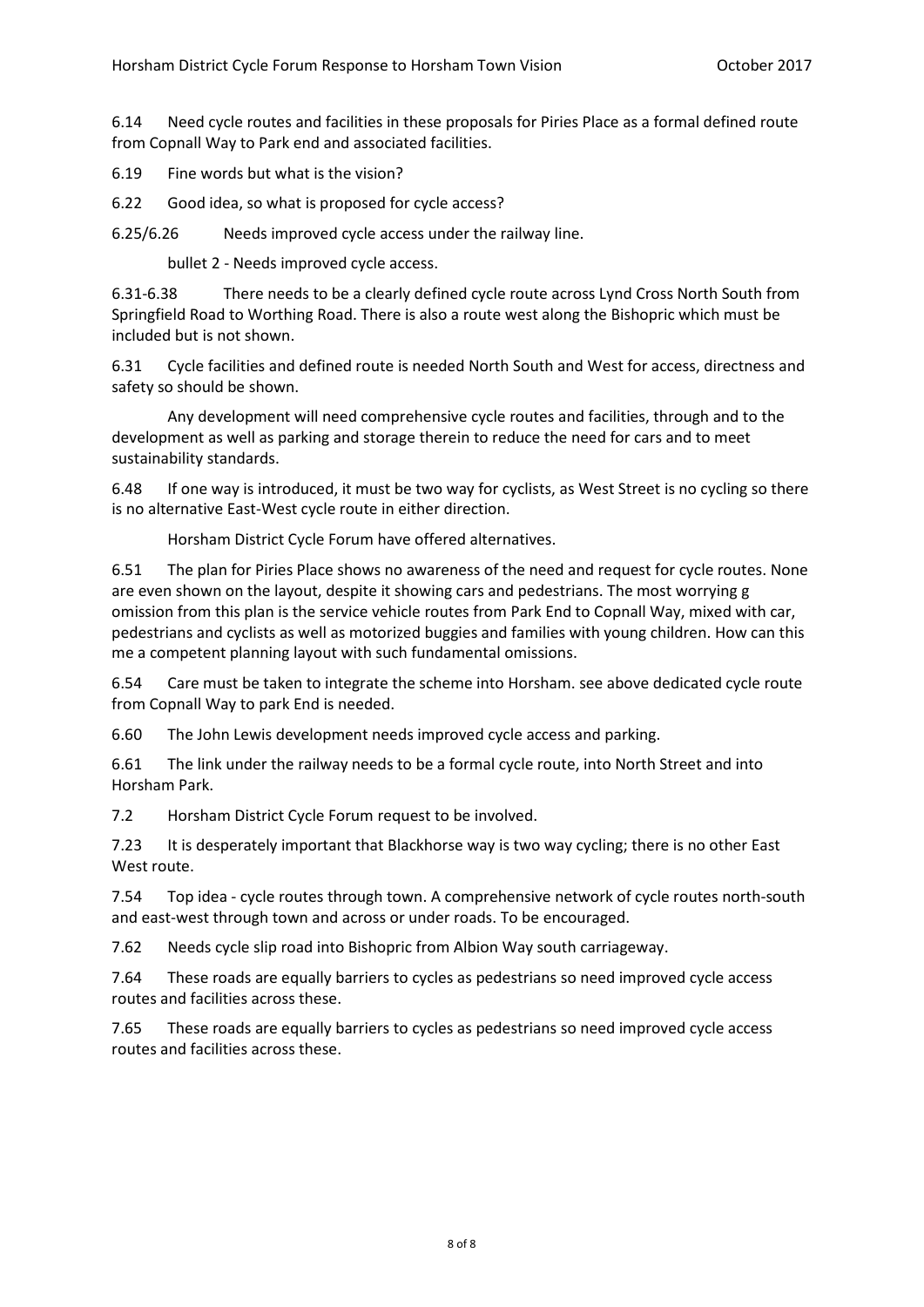6.14 Need cycle routes and facilities in these proposals for Piries Place as a formal defined route from Copnall Way to Park end and associated facilities.

6.19 Fine words but what is the vision?

6.22 Good idea, so what is proposed for cycle access?

6.25/6.26 Needs improved cycle access under the railway line.

bullet 2 - Needs improved cycle access.

6.31-6.38 There needs to be a clearly defined cycle route across Lynd Cross North South from Springfield Road to Worthing Road. There is also a route west along the Bishopric which must be included but is not shown.

6.31 Cycle facilities and defined route is needed North South and West for access, directness and safety so should be shown.

Any development will need comprehensive cycle routes and facilities, through and to the development as well as parking and storage therein to reduce the need for cars and to meet sustainability standards.

6.48 If one way is introduced, it must be two way for cyclists, as West Street is no cycling so there is no alternative East-West cycle route in either direction.

Horsham District Cycle Forum have offered alternatives.

6.51 The plan for Piries Place shows no awareness of the need and request for cycle routes. None are even shown on the layout, despite it showing cars and pedestrians. The most worrying g omission from this plan is the service vehicle routes from Park End to Copnall Way, mixed with car, pedestrians and cyclists as well as motorized buggies and families with young children. How can this me a competent planning layout with such fundamental omissions.

6.54 Care must be taken to integrate the scheme into Horsham. see above dedicated cycle route from Copnall Way to park End is needed.

6.60 The John Lewis development needs improved cycle access and parking.

6.61 The link under the railway needs to be a formal cycle route, into North Street and into Horsham Park.

7.2 Horsham District Cycle Forum request to be involved.

7.23 It is desperately important that Blackhorse way is two way cycling; there is no other East West route.

7.54 Top idea - cycle routes through town. A comprehensive network of cycle routes north-south and east-west through town and across or under roads. To be encouraged.

7.62 Needs cycle slip road into Bishopric from Albion Way south carriageway.

7.64 These roads are equally barriers to cycles as pedestrians so need improved cycle access routes and facilities across these.

7.65 These roads are equally barriers to cycles as pedestrians so need improved cycle access routes and facilities across these.